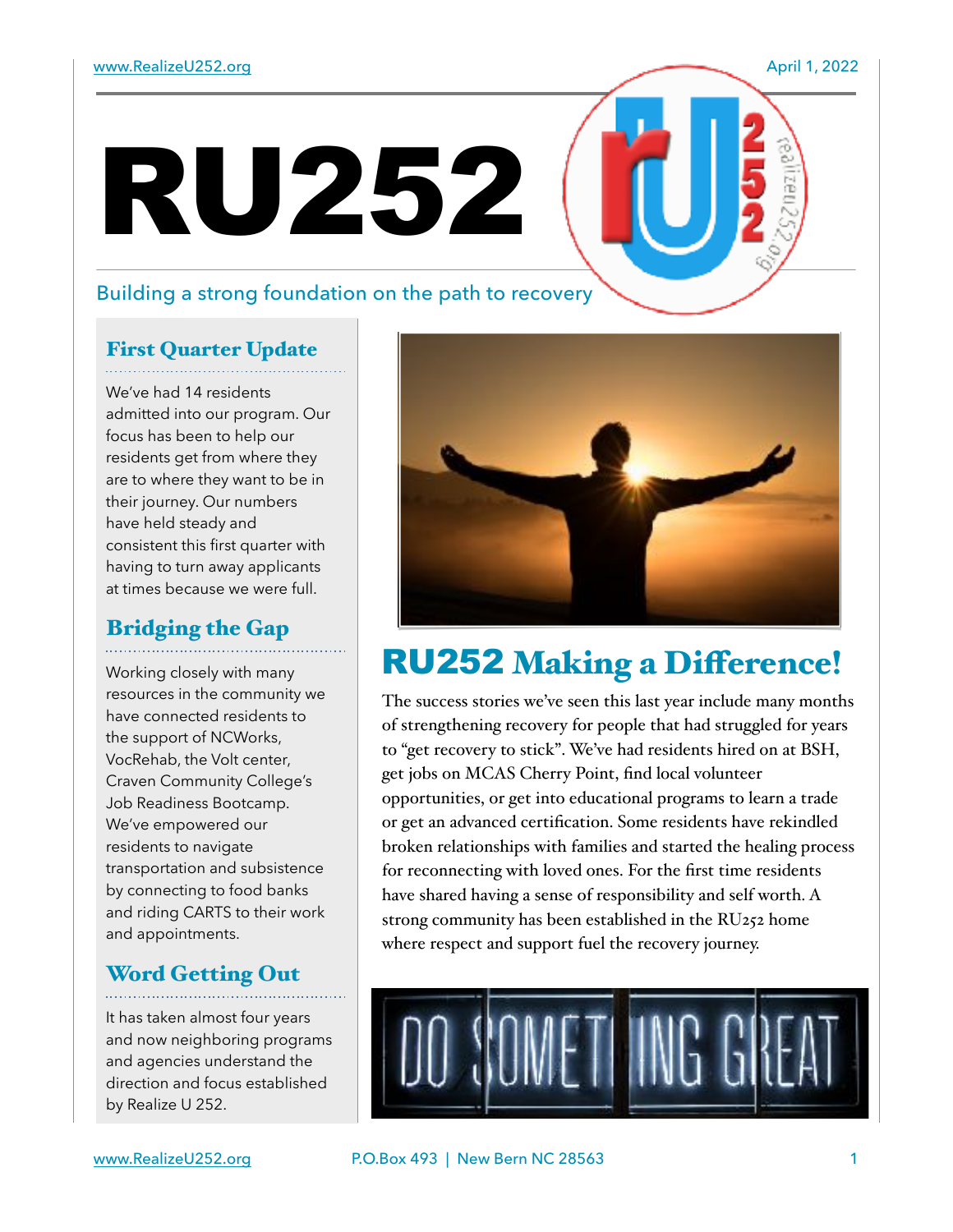www.RealizeU252.org

April 1, 2022

# RU252

Building a strong foundation on the path to recovery

## First Quarter Update

We've had 14 residents admitted into our program. Our focus has been to help our residents get from where they are to where they want to be in their journey. Our numbers have held steady and consistent this first quarter with having to turn away applicants at times because we were full.

## Bridging the Gap

Working closely with many resources in the community we have connected residents to the support of NCWorks, VocRehab, the Volt center, Craven Community College's Job Readiness Bootcamp. We've empowered our residents to navigate transportation and subsistence by connecting to food banks and riding CARTS to their work and appointments.

## Word Getting Out

It has taken almost four years and now neighboring programs and agencies understand the direction and focus established by Realize U 252.

## RU252 Making a Difference!

The success stories we've seen this last year include many months of strengthening recovery for people that had struggled for years to "get recovery to stick". We've had residents hired on at BSH, get jobs on MCAS Cherry Point, find local volunteer opportunities, or get into educational programs to learn a trade or get an advanced certification. Some residents have rekindled broken relationships with families and started the healing process for reconnecting with loved ones. For the first time residents have shared having a sense of responsibility and self worth. A strong community has been established in the RU252 home where respect and support fuel the recovery journey.

DO SOMETHING GREAT

www.RealizeU252.org P.O.Box 493 | New Bern NC 28563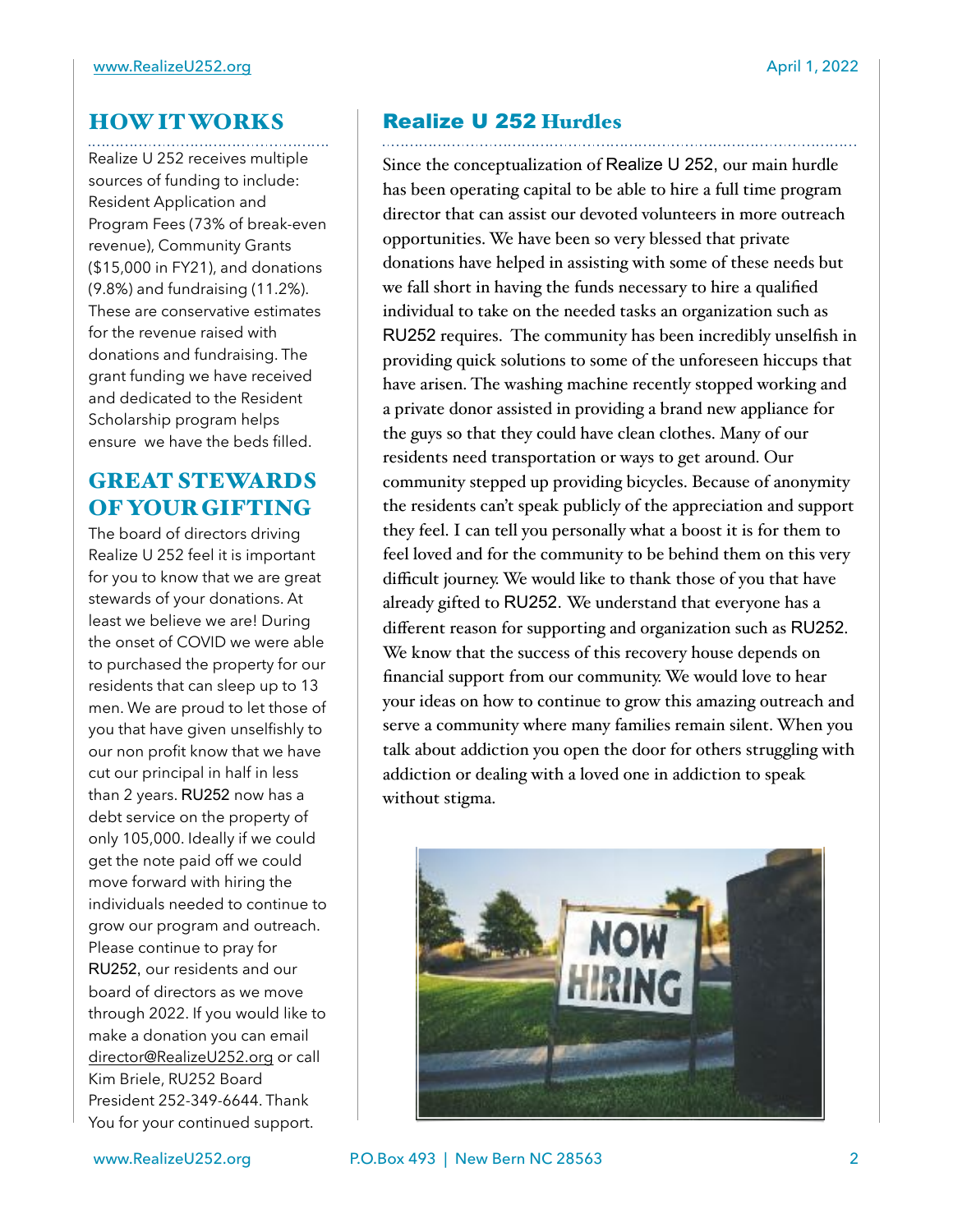## HOW IT WORKS

Realize U 252 receives multiple sources of funding to include: Resident Application and Program Fees (73% of break-even revenue), Community Grants ($15,000 in FY21), and donations (9.8%) and fundraising (11.2%). These are conservative estimates for the revenue raised with donations and fundraising. The grant funding we have received and dedicated to the Resident Scholarship program helps ensure we have the beds filled.

## GREAT STEWARDS OF YOUR GIFTING

The board of directors driving Realize U 252 feel it is important for you to know that we are great stewards of your donations. At least we believe we are! During the onset of COVID we were able to purchased the property for our residents that can sleep up to 13 men. We are proud to let those of you that have given unselfishly to our non profit know that we have cut our principal in half in less than 2 years. RU252 now has a debt service on the property of only 105,000. Ideally if we could get the note paid off we could move forward with hiring the individuals needed to continue to grow our program and outreach. Please continue to pray for RU252, our residents and our board of directors as we move through 2022. If you would like to make a donation you can email director@RealizeU252.org or call Kim Briele, RU252 Board President 252-349-6644. Thank You for your continued support.

## Realize U 252 Hurdles

Since the conceptualization of Realize U 252, our main hurdle has been operating capital to be able to hire a full time program director that can assist our devoted volunteers in more outreach opportunities. We have been so very blessed that private donations have helped in assisting with some of these needs but we fall short in having the funds necessary to hire a qualified individual to take on the needed tasks an organization such as RU252 requires. The community has been incredibly unselfish in providing quick solutions to some of the unforeseen hiccups that have arisen. The washing machine recently stopped working and a private donor assisted in providing a brand new appliance for the guys so that they could have clean clothes. Many of our residents need transportation or ways to get around. Our community stepped up providing bicycles. Because of anonymity the residents can't speak publicly of the appreciation and support they feel. I can tell you personally what a boost it is for them to feel loved and for the community to be behind them on this very difficult journey. We would like to thank those of you that have already gifted to RU252. We understand that everyone has a different reason for supporting and organization such as RU252. We know that the success of this recovery house depends on financial support from our community. We would love to hear your ideas on how to continue to grow this amazing outreach and serve a community where many families remain silent. When you talk about addiction you open the door for others struggling with addiction or dealing with a loved one in addiction to speak without stigma.

P.O.Box 493 | New Bern NC 28563